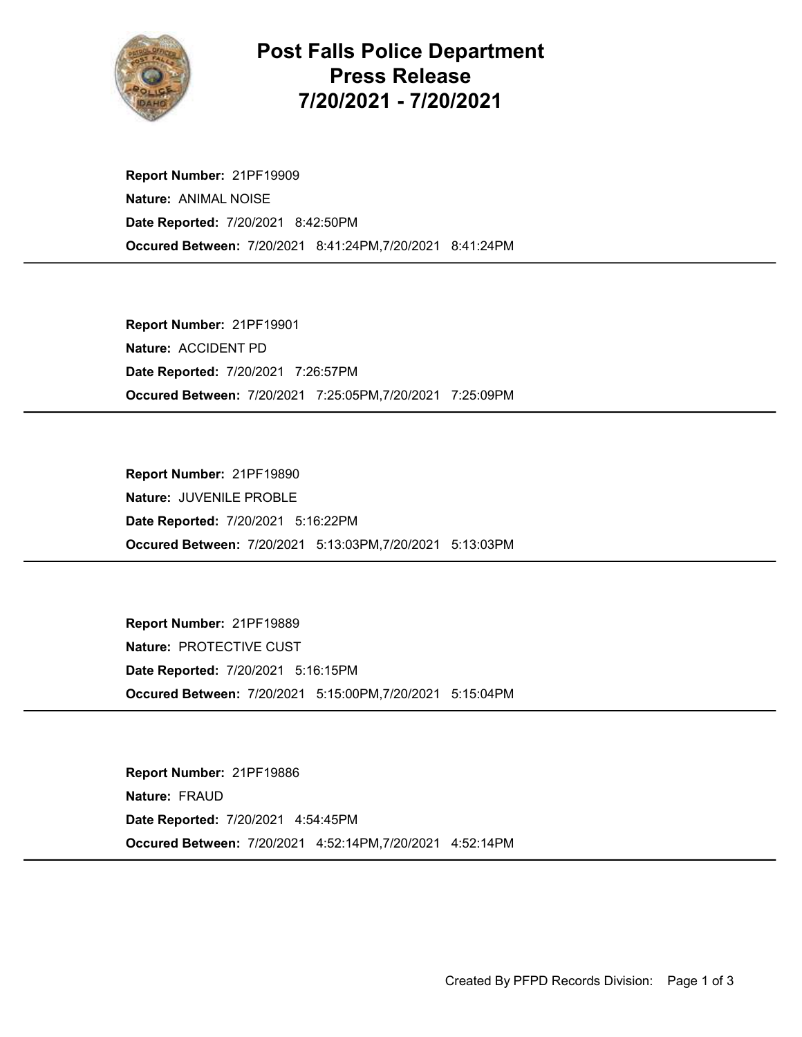# Post Falls Police Department
## Press Release
## 7/20/2021 - 7/20/2021

**Report Number:** 21PF19909
**Nature:** ANIMAL NOISE
**Date Reported:** 7/20/2021 8:42:50PM
**Occured Between:** 7/20/2021 8:41:24PM,7/20/2021 8:41:24PM

---

**Report Number:** 21PF19901
**Nature:** ACCIDENT PD
**Date Reported:** 7/20/2021 7:26:57PM
**Occured Between:** 7/20/2021 7:25:05PM,7/20/2021 7:25:09PM

---

**Report Number:** 21PF19890
**Nature:** JUVENILE PROBLE
**Date Reported:** 7/20/2021 5:16:22PM
**Occured Between:** 7/20/2021 5:13:03PM,7/20/2021 5:13:03PM

---

**Report Number:** 21PF19889
**Nature:** PROTECTIVE CUST
**Date Reported:** 7/20/2021 5:16:15PM
**Occured Between:** 7/20/2021 5:15:00PM,7/20/2021 5:15:04PM

---

**Report Number:** 21PF19886
**Nature:** FRAUD
**Date Reported:** 7/20/2021 4:54:45PM
**Occured Between:** 7/20/2021 4:52:14PM,7/20/2021 4:52:14PM

---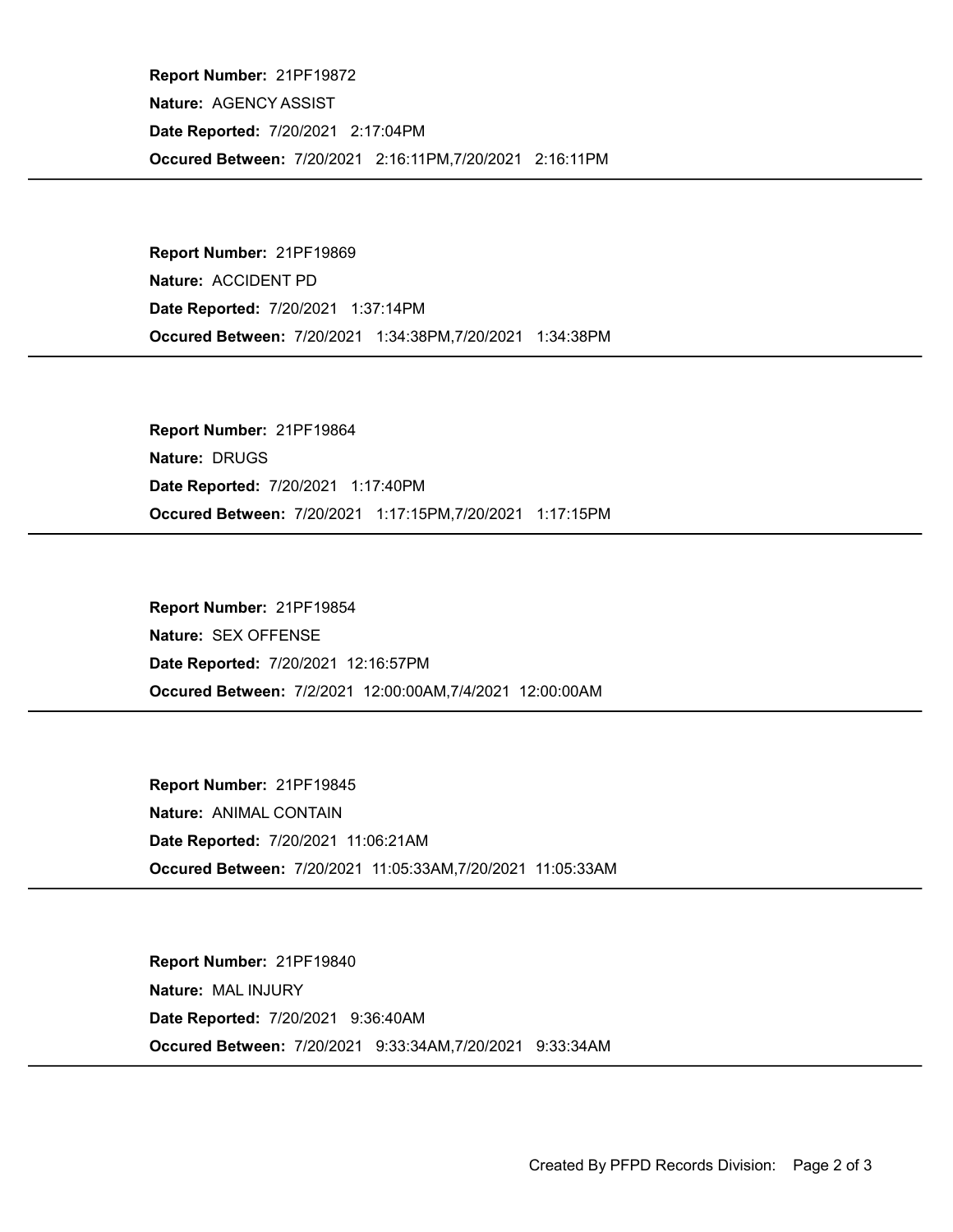**Report Number:** 21PF19872
**Nature:** AGENCY ASSIST
**Date Reported:** 7/20/2021 2:17:04PM
**Occured Between:** 7/20/2021 2:16:11PM,7/20/2021 2:16:11PM

---

**Report Number:** 21PF19869
**Nature:** ACCIDENT PD
**Date Reported:** 7/20/2021 1:37:14PM
**Occured Between:** 7/20/2021 1:34:38PM,7/20/2021 1:34:38PM

---

**Report Number:** 21PF19864
**Nature:** DRUGS
**Date Reported:** 7/20/2021 1:17:40PM
**Occured Between:** 7/20/2021 1:17:15PM,7/20/2021 1:17:15PM

---

**Report Number:** 21PF19854
**Nature:** SEX OFFENSE
**Date Reported:** 7/20/2021 12:16:57PM
**Occured Between:** 7/2/2021 12:00:00AM,7/4/2021 12:00:00AM

---

**Report Number:** 21PF19845
**Nature:** ANIMAL CONTAIN
**Date Reported:** 7/20/2021 11:06:21AM
**Occured Between:** 7/20/2021 11:05:33AM,7/20/2021 11:05:33AM

---

**Report Number:** 21PF19840
**Nature:** MAL INJURY
**Date Reported:** 7/20/2021 9:36:40AM
**Occured Between:** 7/20/2021 9:33:34AM,7/20/2021 9:33:34AM

---

Created By PFPD Records Division: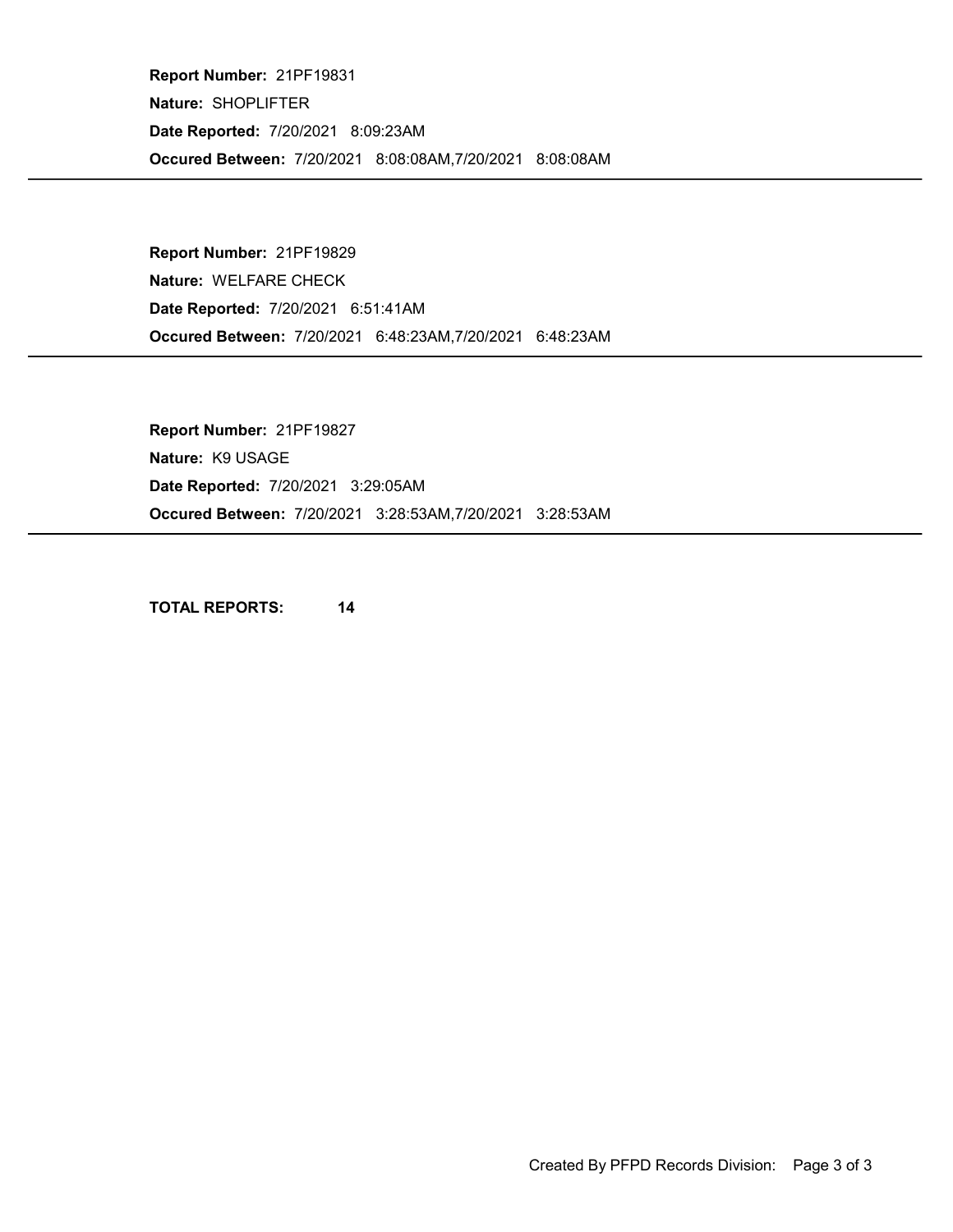**Report Number:** 21PF19831

**Nature:** SHOPLIFTER

**Date Reported:** 7/20/2021 8:09:23AM

**Occured Between:** 7/20/2021 8:08:08AM,7/20/2021 8:08:08AM

---

**Report Number:** 21PF19829

**Nature:** WELFARE CHECK

**Date Reported:** 7/20/2021 6:51:41AM

**Occured Between:** 7/20/2021 6:48:23AM,7/20/2021 6:48:23AM

---

**Report Number:** 21PF19827

**Nature:** K9 USAGE

**Date Reported:** 7/20/2021 3:29:05AM

**Occured Between:** 7/20/2021 3:28:53AM,7/20/2021 3:28:53AM

---

**TOTAL REPORTS: 14**